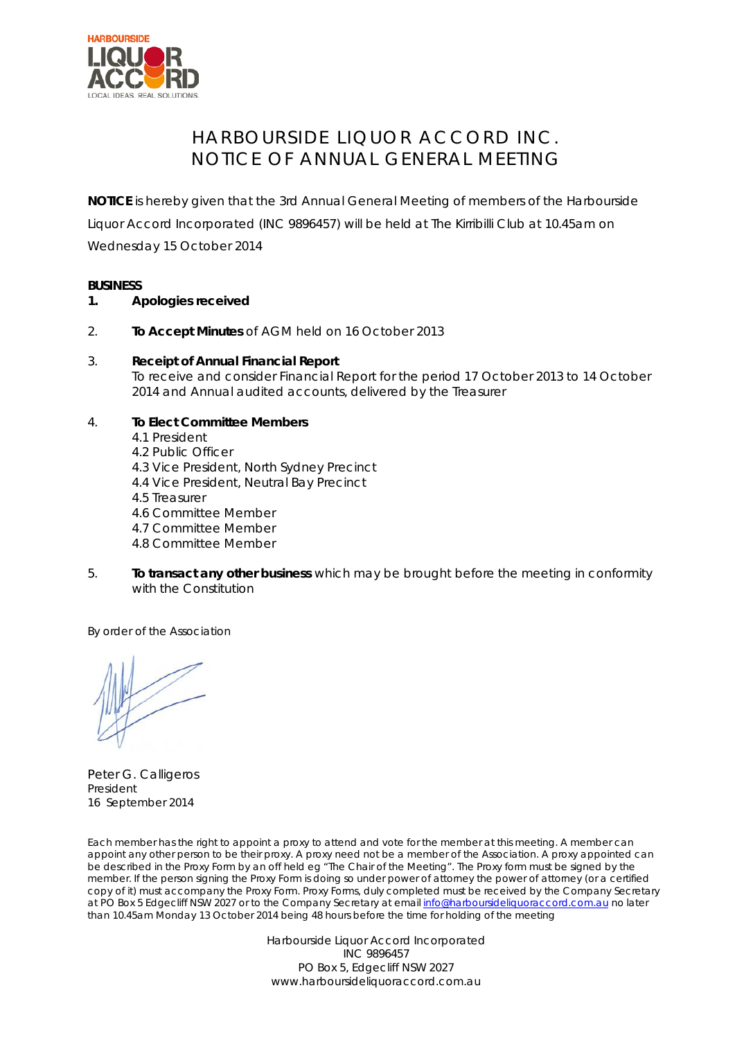# HARBOURSIDE LIQUOR ACCORD INC.
# NOTICE OF ANNUAL GENERAL MEETING

**NOTICE** is hereby given that the 3rd Annual General Meeting of members of the Harbourside Liquor Accord Incorporated (INC 9896457) will be held at The Kirribilli Club at 10.45am on Wednesday 15 October 2014

**BUSINESS**

1. **Apologies received**

2. **To Accept Minutes** of AGM held on 16 October 2013

3. **Receipt of Annual Financial Report**
   To receive and consider Financial Report for the period 17 October 2013 to 14 October 2014 and Annual audited accounts, delivered by the Treasurer

4. **To Elect Committee Members**
   4.1 President
   4.2 Public Officer
   4.3 Vice President, North Sydney Precinct
   4.4 Vice President, Neutral Bay Precinct
   4.5 Treasurer
   4.6 Committee Member
   4.7 Committee Member
   4.8 Committee Member

5. **To transact any other business** which may be brought before the meeting in conformity with the Constitution

By order of the Association

Peter G. Calligeros
President
16 September 2014

Each member has the right to appoint a proxy to attend and vote for the member at this meeting. A member can appoint any other person to be their proxy. A proxy need not be a member of the Association. A proxy appointed can be described in the Proxy Form by an off held eg "The Chair of the Meeting". The Proxy form must be signed by the member. If the person signing the Proxy Form is doing so under power of attorney the power of attorney (or a certified copy of it) must accompany the Proxy Form. Proxy Forms, duly completed must be received by the Company Secretary at PO Box 5 Edgecliff NSW 2027 or to the Company Secretary at email info@harboursideliquoraccord.com.au no later than 10.45am Monday 13 October 2014 being 48 hours before the time for holding of the meeting

Harbourside Liquor Accord Incorporated
INC 9896457
PO Box 5, Edgecliff NSW 2027
www.harboursideliquoraccord.com.au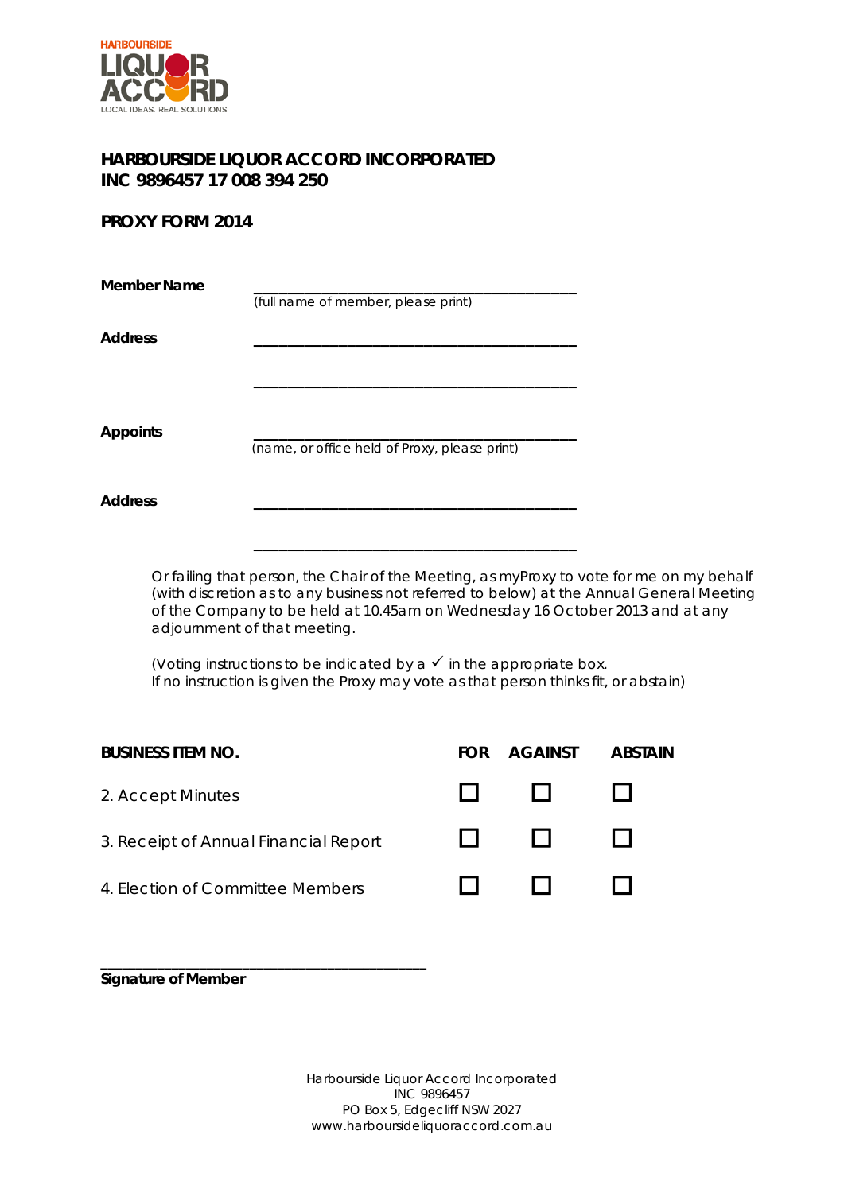HARBOURSIDE LIQUOR ACCORD

LOCAL IDEAS. REAL SOLUTIONS.

## HARBOURSIDE LIQUOR ACCORD INCORPORATED
## INC 9896457 17 008 394 250

## PROXY FORM 2014

**Member Name** ____________________________________________
(full name of member, please print)

**Address** ____________________________________________

____________________________________________

**Appoints** ____________________________________________
(name, or office held of Proxy, please print)

**Address** ____________________________________________

____________________________________________

Or failing that person, the Chair of the Meeting, as myProxy to vote for me on my behalf (with discretion as to any business not referred to below) at the Annual General Meeting of the Company to be held at 10.45am on Wednesday 16 October 2013 and at any adjournment of that meeting.

(Voting instructions to be indicated by a ✓ in the appropriate box.
If no instruction is given the Proxy may vote as that person thinks fit, or abstain)

| BUSINESS ITEM NO. | FOR | AGAINST | ABSTAIN |
|---|---|---|---|
| 2. Accept Minutes | ☐ | ☐ | ☐ |
| 3. Receipt of Annual Financial Report | ☐ | ☐ | ☐ |
| 4. Election of Committee Members | ☐ | ☐ | ☐ |

____________________________________________
**Signature of Member**

Harbourside Liquor Accord Incorporated
INC 9896457
PO Box 5, Edgecliff NSW 2027
www.harboursideliquoraccord.com.au